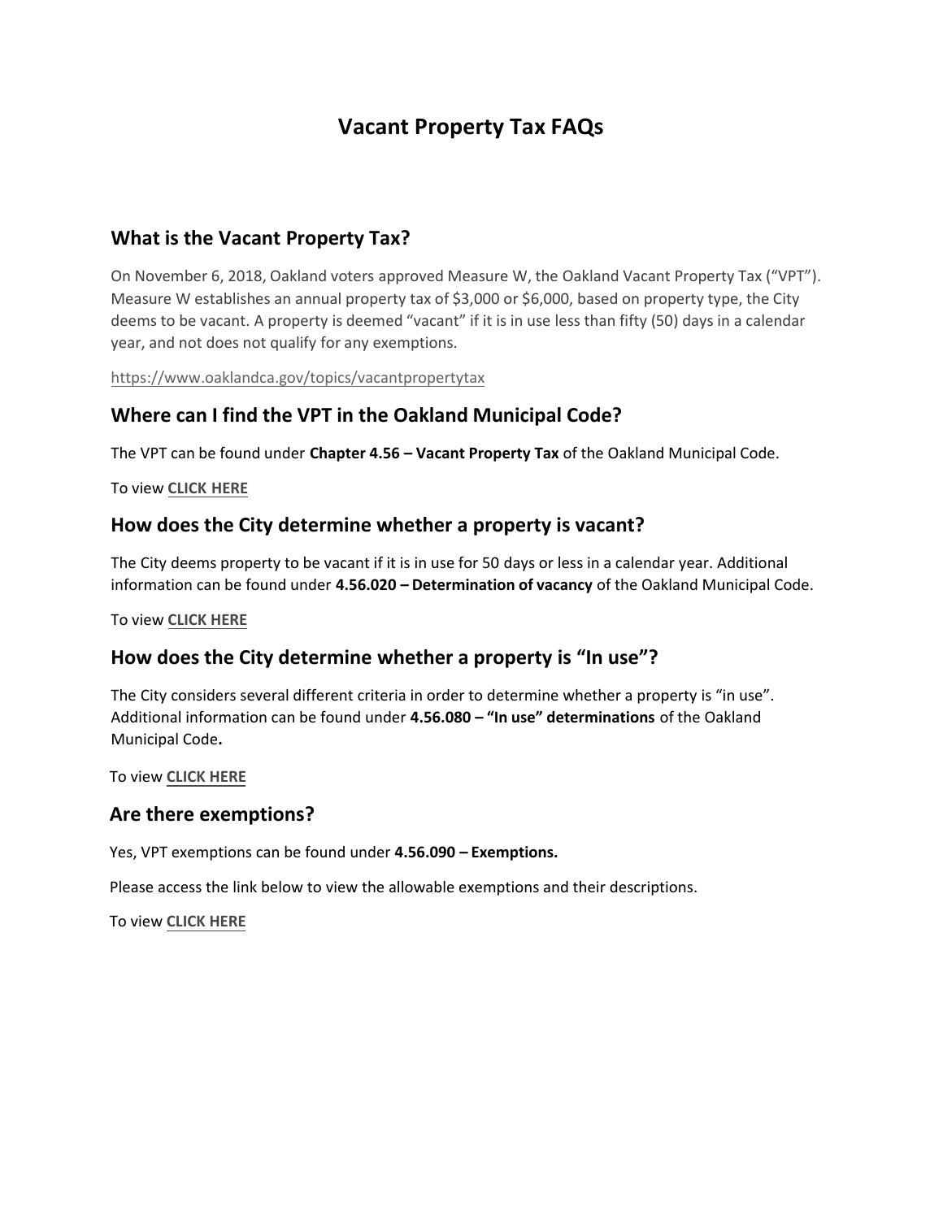# Vacant Property Tax FAQs

## What is the Vacant Property Tax?

On November 6, 2018, Oakland voters approved Measure W, the Oakland Vacant Property Tax ("VPT"). Measure W establishes an annual property tax of $3,000 or $6,000, based on property type, the City deems to be vacant. A property is deemed "vacant" if it is in use less than fifty (50) days in a calendar year, and not does not qualify for any exemptions.

https://www.oaklandca.gov/topics/vacantpropertytax

## Where can I find the VPT in the Oakland Municipal Code?

The VPT can be found under **Chapter 4.56 – Vacant Property Tax** of the Oakland Municipal Code.

To view **CLICK HERE**

## How does the City determine whether a property is vacant?

The City deems property to be vacant if it is in use for 50 days or less in a calendar year. Additional information can be found under **4.56.020 – Determination of vacancy** of the Oakland Municipal Code.

To view **CLICK HERE**

## How does the City determine whether a property is "In use"?

The City considers several different criteria in order to determine whether a property is "in use". Additional information can be found under **4.56.080 – "In use" determinations** of the Oakland Municipal Code**.**

To view **CLICK HERE**

## Are there exemptions?

Yes, VPT exemptions can be found under **4.56.090 – Exemptions.**

Please access the link below to view the allowable exemptions and their descriptions.

To view **CLICK HERE**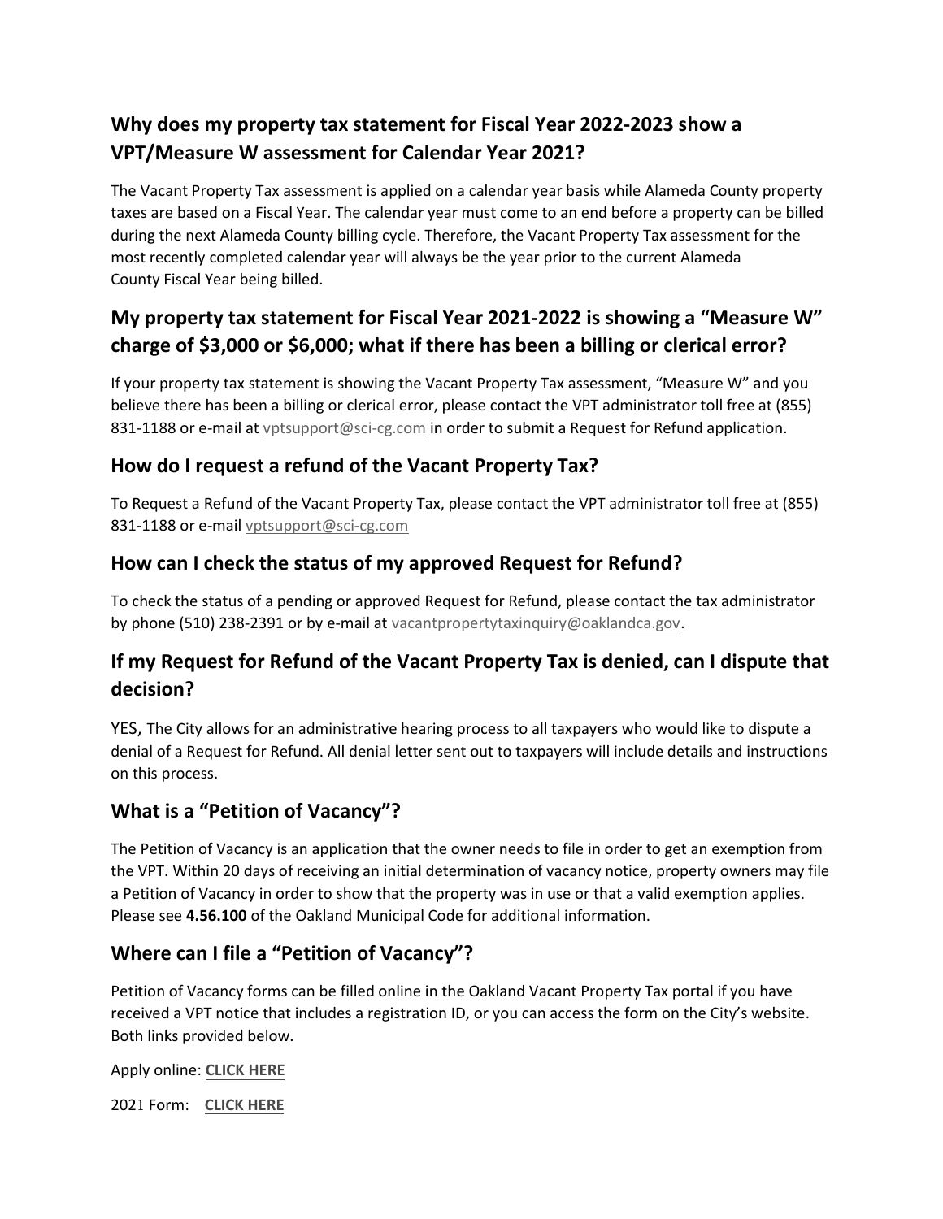## Why does my property tax statement for Fiscal Year 2022-2023 show a VPT/Measure W assessment for Calendar Year 2021?

The Vacant Property Tax assessment is applied on a calendar year basis while Alameda County property taxes are based on a Fiscal Year. The calendar year must come to an end before a property can be billed during the next Alameda County billing cycle. Therefore, the Vacant Property Tax assessment for the most recently completed calendar year will always be the year prior to the current Alameda County Fiscal Year being billed.

## My property tax statement for Fiscal Year 2021-2022 is showing a "Measure W" charge of $3,000 or $6,000; what if there has been a billing or clerical error?

If your property tax statement is showing the Vacant Property Tax assessment, "Measure W" and you believe there has been a billing or clerical error, please contact the VPT administrator toll free at (855) 831-1188 or e-mail at vptsupport@sci-cg.com in order to submit a Request for Refund application.

## How do I request a refund of the Vacant Property Tax?

To Request a Refund of the Vacant Property Tax, please contact the VPT administrator toll free at (855) 831-1188 or e-mail vptsupport@sci-cg.com

## How can I check the status of my approved Request for Refund?

To check the status of a pending or approved Request for Refund, please contact the tax administrator by phone (510) 238-2391 or by e-mail at vacantpropertytaxinquiry@oaklandca.gov.

## If my Request for Refund of the Vacant Property Tax is denied, can I dispute that decision?

YES, The City allows for an administrative hearing process to all taxpayers who would like to dispute a denial of a Request for Refund. All denial letter sent out to taxpayers will include details and instructions on this process.

## What is a "Petition of Vacancy"?

The Petition of Vacancy is an application that the owner needs to file in order to get an exemption from the VPT. Within 20 days of receiving an initial determination of vacancy notice, property owners may file a Petition of Vacancy in order to show that the property was in use or that a valid exemption applies. Please see **4.56.100** of the Oakland Municipal Code for additional information.

## Where can I file a "Petition of Vacancy"?

Petition of Vacancy forms can be filled online in the Oakland Vacant Property Tax portal if you have received a VPT notice that includes a registration ID, or you can access the form on the City's website. Both links provided below.

Apply online: **CLICK HERE**

2021 Form: **CLICK HERE**